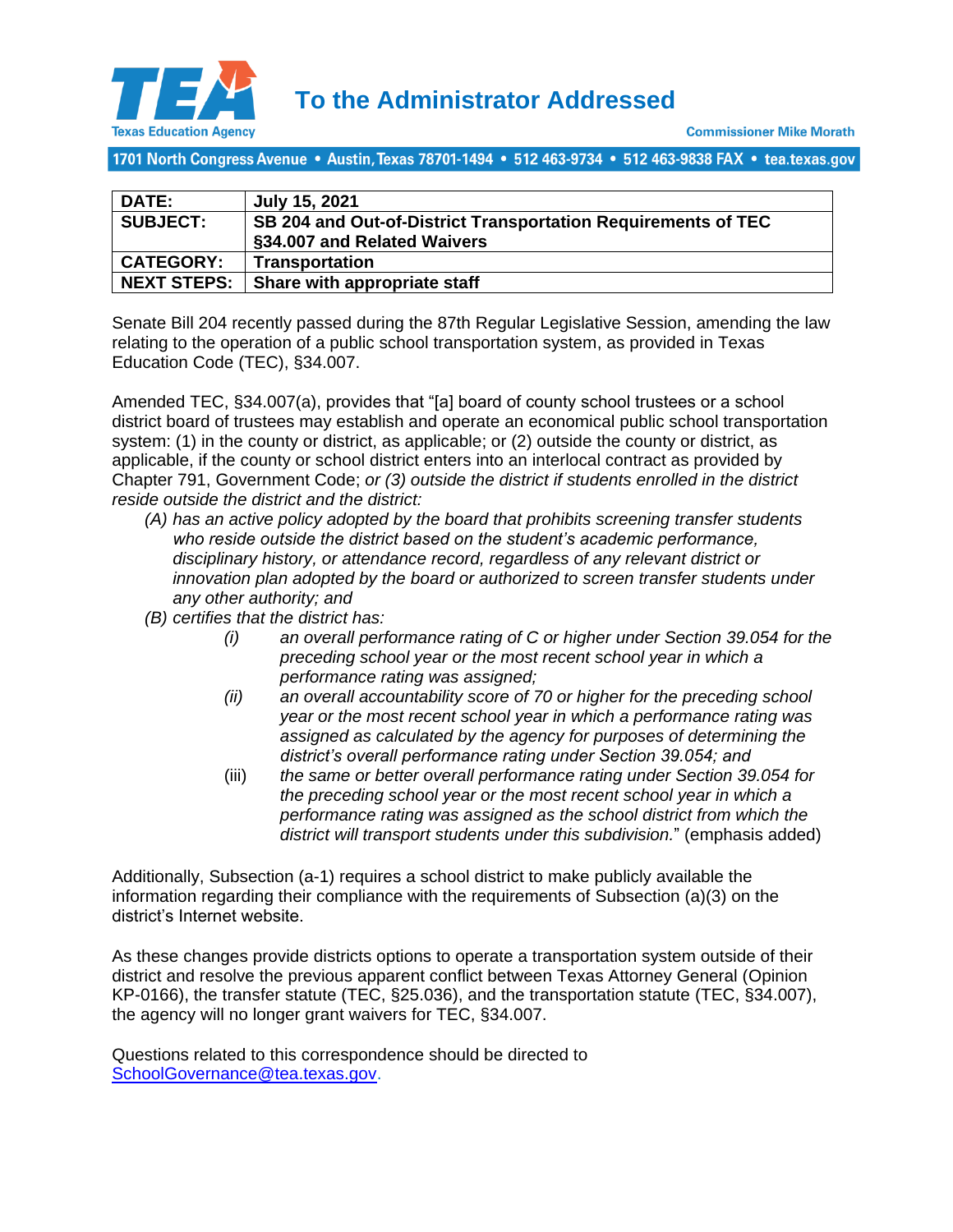**Texas Education Agency**

# To the Administrator Addressed

**Commissioner Mike Morath**

**1701 North Congress Avenue • Austin, Texas 78701-1494 • 512 463-9734 • 512 463-9838 FAX • tea.texas.gov**

| | |
|---|---|
| **DATE:** | **July 15, 2021** |
| **SUBJECT:** | **SB 204 and Out-of-District Transportation Requirements of TEC §34.007 and Related Waivers** |
| **CATEGORY:** | **Transportation** |
| **NEXT STEPS:** | **Share with appropriate staff** |

Senate Bill 204 recently passed during the 87th Regular Legislative Session, amending the law relating to the operation of a public school transportation system, as provided in Texas Education Code (TEC), §34.007.

Amended TEC, §34.007(a), provides that "[a] board of county school trustees or a school district board of trustees may establish and operate an economical public school transportation system: (1) in the county or district, as applicable; or (2) outside the county or district, as applicable, if the county or school district enters into an interlocal contract as provided by Chapter 791, Government Code; *or (3) outside the district if students enrolled in the district reside outside the district and the district:*

- *(A) has an active policy adopted by the board that prohibits screening transfer students who reside outside the district based on the student's academic performance, disciplinary history, or attendance record, regardless of any relevant district or innovation plan adopted by the board or authorized to screen transfer students under any other authority; and*
- *(B) certifies that the district has:*
  - *(i) an overall performance rating of C or higher under Section 39.054 for the preceding school year or the most recent school year in which a performance rating was assigned;*
  - *(ii) an overall accountability score of 70 or higher for the preceding school year or the most recent school year in which a performance rating was assigned as calculated by the agency for purposes of determining the district's overall performance rating under Section 39.054; and*
  - (iii) *the same or better overall performance rating under Section 39.054 for the preceding school year or the most recent school year in which a performance rating was assigned as the school district from which the district will transport students under this subdivision.*" (emphasis added)

Additionally, Subsection (a-1) requires a school district to make publicly available the information regarding their compliance with the requirements of Subsection (a)(3) on the district's Internet website.

As these changes provide districts options to operate a transportation system outside of their district and resolve the previous apparent conflict between Texas Attorney General (Opinion KP-0166), the transfer statute (TEC, §25.036), and the transportation statute (TEC, §34.007), the agency will no longer grant waivers for TEC, §34.007.

Questions related to this correspondence should be directed to SchoolGovernance@tea.texas.gov.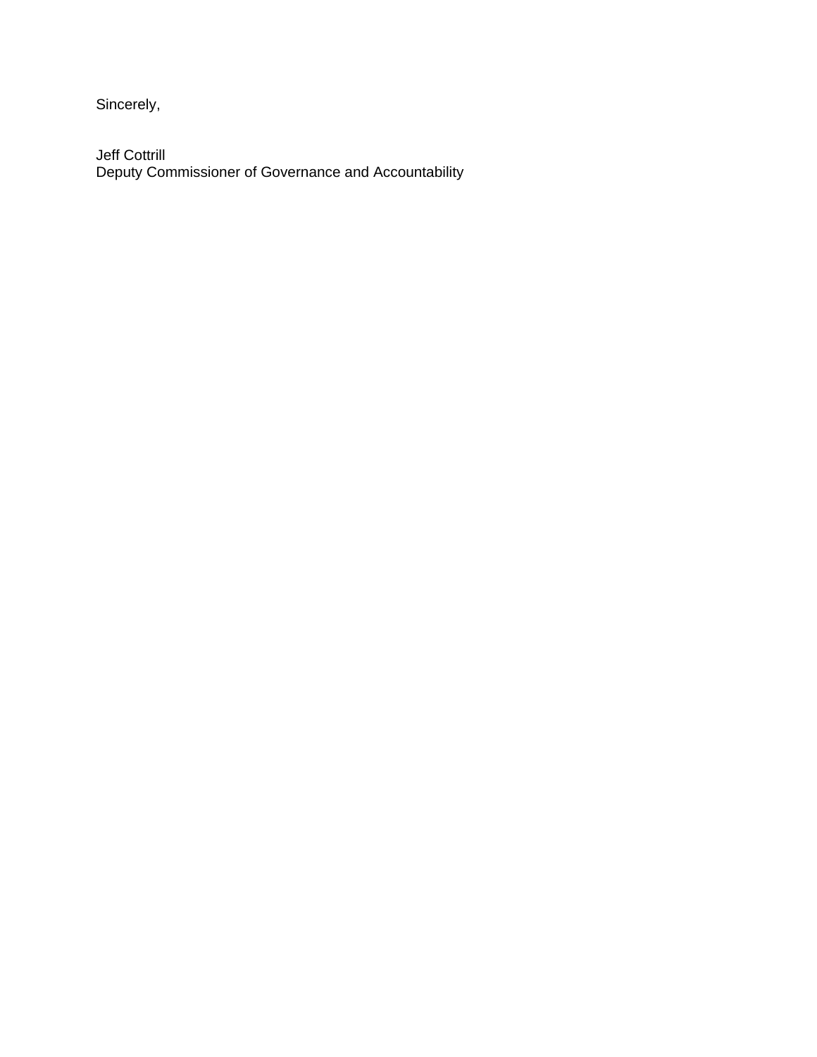Sincerely,

Jeff Cottrill
Deputy Commissioner of Governance and Accountability